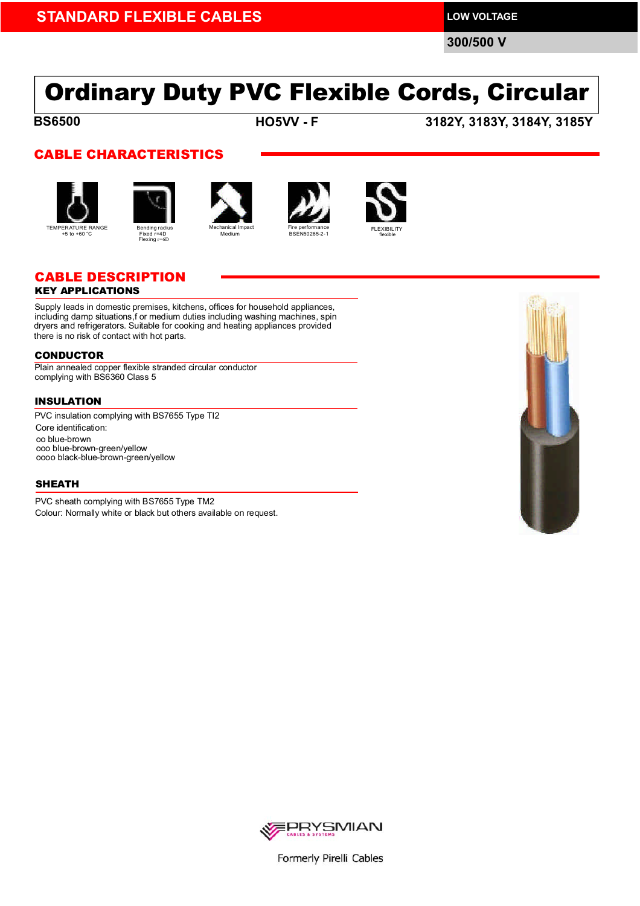**STANDARD FLEXIBLE CABLES**

**LOW VOLTAGE**

**300/500 V**

# Ordinary Duty PVC Flexible Cords, Circular

**BS6500** **HO5VV - F** **3182Y, 3183Y, 3184Y, 3185Y**

## CABLE CHARACTERISTICS

TEMPERATURE RANGE
+5 to +60 °C

Bending radius
Fixed r=4D
Flexing r=6D

Mechanical Impact
Medium

Fire performance
BSEN50265-2-1

FLEXIBILITY
flexible

## CABLE DESCRIPTION

### KEY APPLICATIONS

Supply leads in domestic premises, kitchens, offices for household appliances, including damp situations,f or medium duties including washing machines, spin dryers and refrigerators. Suitable for cooking and heating appliances provided there is no risk of contact with hot parts.

### CONDUCTOR

Plain annealed copper flexible stranded circular conductor complying with BS6360 Class 5

### INSULATION

PVC insulation complying with BS7655 Type TI2

Core identification:

oo blue-brown
ooo blue-brown-green/yellow
oooo black-blue-brown-green/yellow

### SHEATH

PVC sheath complying with BS7655 Type TM2

Colour: Normally white or black but others available on request.

PRYSMIAN CABLES & SYSTEMS

Formerly Pirelli Cables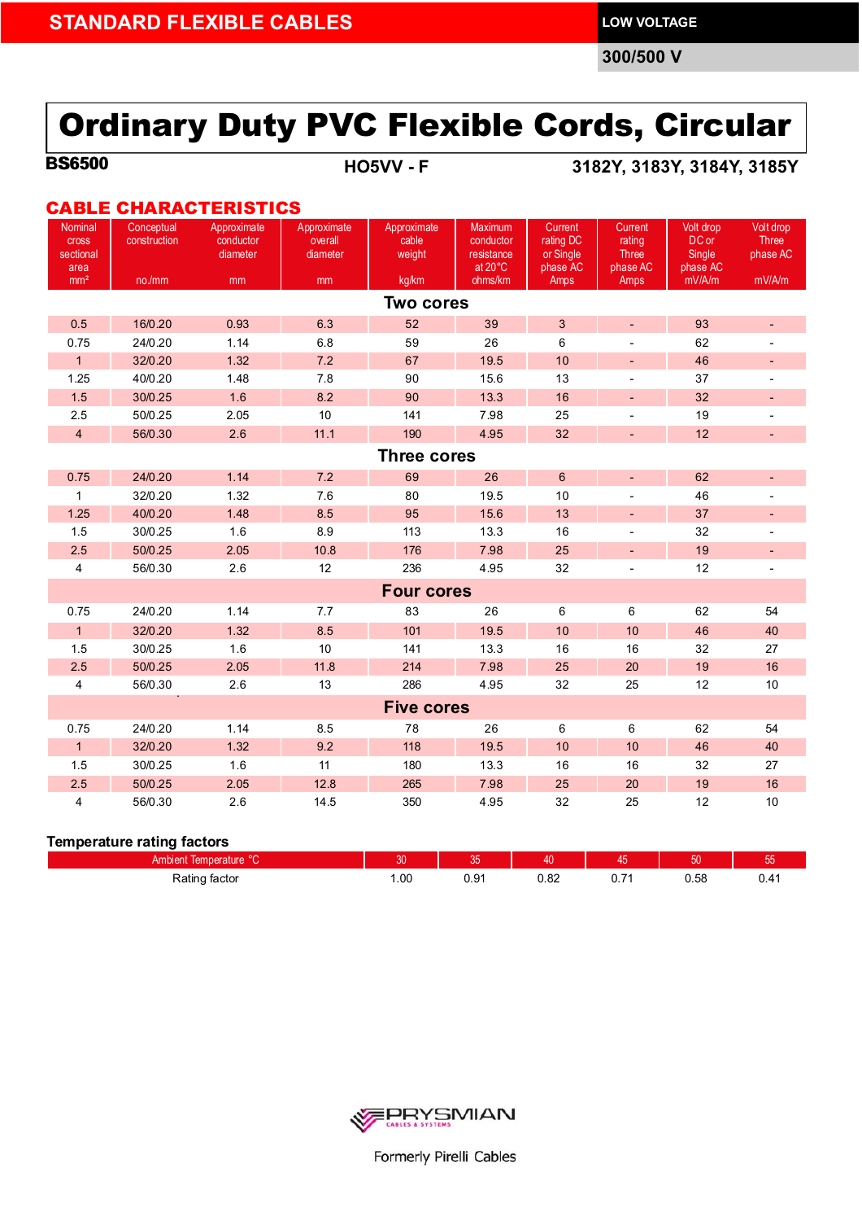STANDARD FLEXIBLE CABLES

LOW VOLTAGE

300/500 V

# Ordinary Duty PVC Flexible Cords, Circular

**BS6500** | **HO5VV - F** | **3182Y, 3183Y, 3184Y, 3185Y**

## CABLE CHARACTERISTICS

| Nominal cross sectional area mm² | Conceptual construction no./mm | Approximate conductor diameter mm | Approximate overall diameter mm | Approximate cable weight kg/km | Maximum conductor resistance at 20°C ohms/km | Current rating DC or Single phase AC Amps | Current rating Three phase AC Amps | Volt drop DC or Single phase AC mV/A/m | Volt drop Three phase AC mV/A/m |
|---|---|---|---|---|---|---|---|---|---|
| **Two cores** | | | | | | | | | |
| 0.5 | 16/0.20 | 0.93 | 6.3 | 52 | 39 | 3 | - | 93 | - |
| 0.75 | 24/0.20 | 1.14 | 6.8 | 59 | 26 | 6 | - | 62 | - |
| 1 | 32/0.20 | 1.32 | 7.2 | 67 | 19.5 | 10 | - | 46 | - |
| 1.25 | 40/0.20 | 1.48 | 7.8 | 90 | 15.6 | 13 | - | 37 | - |
| 1.5 | 30/0.25 | 1.6 | 8.2 | 90 | 13.3 | 16 | - | 32 | - |
| 2.5 | 50/0.25 | 2.05 | 10 | 141 | 7.98 | 25 | - | 19 | - |
| 4 | 56/0.30 | 2.6 | 11.1 | 190 | 4.95 | 32 | - | 12 | - |
| **Three cores** | | | | | | | | | |
| 0.75 | 24/0.20 | 1.14 | 7.2 | 69 | 26 | 6 | - | 62 | - |
| 1 | 32/0.20 | 1.32 | 7.6 | 80 | 19.5 | 10 | - | 46 | - |
| 1.25 | 40/0.20 | 1.48 | 8.5 | 95 | 15.6 | 13 | - | 37 | - |
| 1.5 | 30/0.25 | 1.6 | 8.9 | 113 | 13.3 | 16 | - | 32 | - |
| 2.5 | 50/0.25 | 2.05 | 10.8 | 176 | 7.98 | 25 | - | 19 | - |
| 4 | 56/0.30 | 2.6 | 12 | 236 | 4.95 | 32 | - | 12 | - |
| **Four cores** | | | | | | | | | |
| 0.75 | 24/0.20 | 1.14 | 7.7 | 83 | 26 | 6 | 6 | 62 | 54 |
| 1 | 32/0.20 | 1.32 | 8.5 | 101 | 19.5 | 10 | 10 | 46 | 40 |
| 1.5 | 30/0.25 | 1.6 | 10 | 141 | 13.3 | 16 | 16 | 32 | 27 |
| 2.5 | 50/0.25 | 2.05 | 11.8 | 214 | 7.98 | 25 | 20 | 19 | 16 |
| 4 | 56/0.30 | 2.6 | 13 | 286 | 4.95 | 32 | 25 | 12 | 10 |
| **Five cores** | | | | | | | | | |
| 0.75 | 24/0.20 | 1.14 | 8.5 | 78 | 26 | 6 | 6 | 62 | 54 |
| 1 | 32/0.20 | 1.32 | 9.2 | 118 | 19.5 | 10 | 10 | 46 | 40 |
| 1.5 | 30/0.25 | 1.6 | 11 | 180 | 13.3 | 16 | 16 | 32 | 27 |
| 2.5 | 50/0.25 | 2.05 | 12.8 | 265 | 7.98 | 25 | 20 | 19 | 16 |
| 4 | 56/0.30 | 2.6 | 14.5 | 350 | 4.95 | 32 | 25 | 12 | 10 |

### Temperature rating factors

| Ambient Temperature °C | 30 | 35 | 40 | 45 | 50 | 55 |
|---|---|---|---|---|---|---|
| Rating factor | 1.00 | 0.91 | 0.82 | 0.71 | 0.58 | 0.41 |

PRYSMIAN CABLES & SYSTEMS

Formerly Pirelli Cables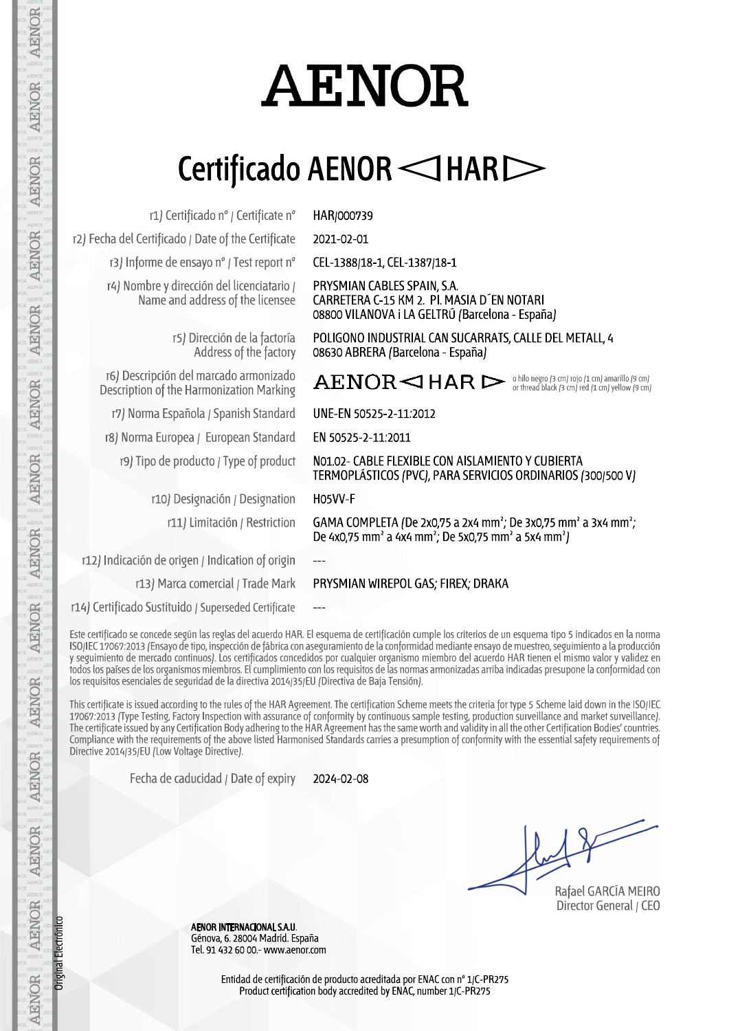# AENOR

## Certificado AENOR ◁HAR▷

| | |
|---|---|
| r1) Certificado nº / Certificate nº | HAR/000739 |
| r2) Fecha del Certificado / Date of the Certificate | 2021-02-01 |
| r3) Informe de ensayo nº / Test report nº | CEL-1388/18-1, CEL-1387/18-1 |
| r4) Nombre y dirección del licenciatario / Name and address of the licensee | PRYSMIAN CABLES SPAIN, S.A. CARRETERA C-15 KM 2. PI. MASIA D´EN NOTARI 08800 VILANOVA i LA GELTRÚ (Barcelona - España) |
| r5) Dirección de la factoría / Address of the factory | POLIGONO INDUSTRIAL CAN SUCARRATS, CALLE DEL METALL, 4 08630 ABRERA (Barcelona - España) |
| r6) Descripción del marcado armonizado / Description of the Harmonization Marking | AENOR ◁ HAR ▷ o hilo negro (3 cm) rojo (1 cm) amarillo (9 cm) or thread black (3 cm) red (1 cm) yellow (9 cm) |
| r7) Norma Española / Spanish Standard | UNE-EN 50525-2-11:2012 |
| r8) Norma Europea / European Standard | EN 50525-2-11:2011 |
| r9) Tipo de producto / Type of product | N01.02- CABLE FLEXIBLE CON AISLAMIENTO Y CUBIERTA TERMOPLÁSTICOS (PVC), PARA SERVICIOS ORDINARIOS (300/500 V) |
| r10) Designación / Designation | H05VV-F |
| r11) Limitación / Restriction | GAMA COMPLETA (De 2x0,75 a 2x4 mm²; De 3x0,75 mm² a 3x4 mm²; De 4x0,75 mm² a 4x4 mm²; De 5x0,75 mm² a 5x4 mm²) |
| r12) Indicación de origen / Indication of origin | --- |
| r13) Marca comercial / Trade Mark | PRYSMIAN WIREPOL GAS; FIREX; DRAKA |
| r14) Certificado Sustituido / Superseded Certificate | --- |

Este certificado se concede según las reglas del acuerdo HAR. El esquema de certificación cumple los criterios de un esquema tipo 5 indicados en la norma ISO/IEC 17067:2013 (Ensayo de tipo, inspección de fábrica con aseguramiento de la conformidad mediante ensayo de muestreo, seguimiento a la producción y seguimiento de mercado continuos). Los certificados concedidos por cualquier organismo miembro del acuerdo HAR tienen el mismo valor y validez en todos los países de los organismos miembros. El cumplimiento con los requisitos de las normas armonizadas arriba indicadas presupone la conformidad con los requisitos esenciales de seguridad de la directiva 2014/35/EU (Directiva de Baja Tensión).

This certificate is issued according to the rules of the HAR Agreement. The certification Scheme meets the criteria for type 5 Scheme laid down in the ISO/IEC 17067:2013 (Type Testing, Factory Inspection with assurance of conformity by continuous sample testing, production surveillance and market surveillance). The certificate issued by any Certification Body adhering to the HAR Agreement has the same worth and validity in all the other Certification Bodies' countries. Compliance with the requirements of the above listed Harmonised Standards carries a presumption of conformity with the essential safety requirements of Directive 2014/35/EU (Low Voltage Directive).

Fecha de caducidad / Date of expiry 2024-02-08

Rafael GARCÍA MEIRO
Director General / CEO

AENOR INTERNACIONAL S.A.U.
Génova, 6. 28004 Madrid. España
Tel. 91 432 60 00.- www.aenor.com

Entidad de certificación de producto acreditada por ENAC con nº 1/C-PR275
Product certification body accredited by ENAC, number 1/C-PR275

Original Electrónico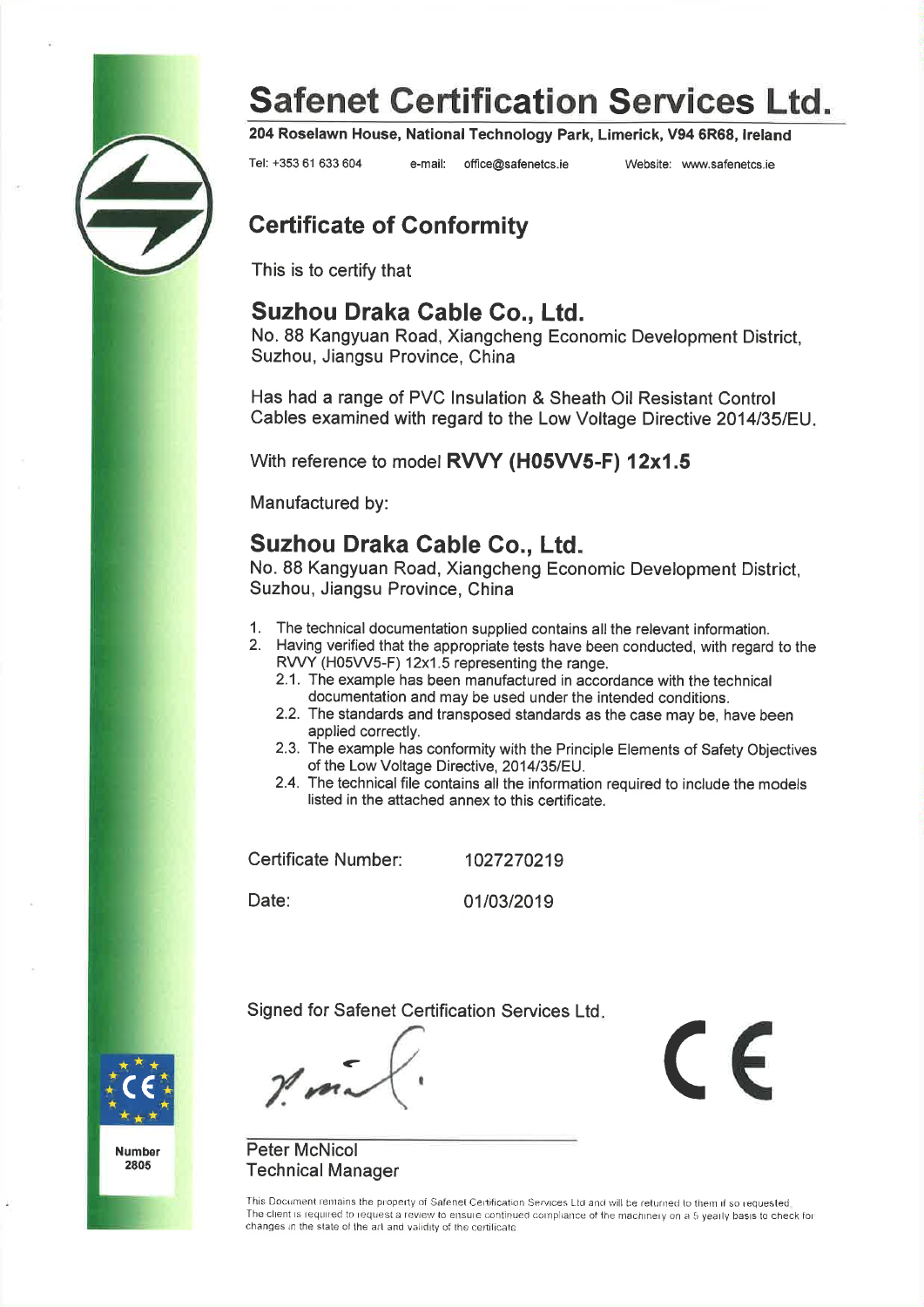# Safenet Certification Services Ltd.

**204 Roselawn House, National Technology Park, Limerick, V94 6R68, Ireland**

Tel: +353 61 633 604 e-mail: office@safenetcs.ie Website: www.safenetcs.ie

## Certificate of Conformity

This is to certify that

### Suzhou Draka Cable Co., Ltd.

No. 88 Kangyuan Road, Xiangcheng Economic Development District, Suzhou, Jiangsu Province, China

Has had a range of PVC Insulation & Sheath Oil Resistant Control Cables examined with regard to the Low Voltage Directive 2014/35/EU.

With reference to model **RVVY (H05VV5-F) 12x1.5**

Manufactured by:

### Suzhou Draka Cable Co., Ltd.

No. 88 Kangyuan Road, Xiangcheng Economic Development District, Suzhou, Jiangsu Province, China

1. The technical documentation supplied contains all the relevant information.
2. Having verified that the appropriate tests have been conducted, with regard to the RVVY (H05VV5-F) 12x1.5 representing the range.
   - 2.1. The example has been manufactured in accordance with the technical documentation and may be used under the intended conditions.
   - 2.2. The standards and transposed standards as the case may be, have been applied correctly.
   - 2.3. The example has conformity with the Principle Elements of Safety Objectives of the Low Voltage Directive, 2014/35/EU.
   - 2.4. The technical file contains all the information required to include the models listed in the attached annex to this certificate.

Certificate Number: 1027270219

Date: 01/03/2019

Signed for Safenet Certification Services Ltd.

Peter McNicol
Technical Manager

CE

Number 2805

This Document remains the property of Safenet Certification Services Ltd and will be returned to them if so requested. The client is required to request a review to ensure continued compliance of the machinery on a 5 yearly basis to check for changes in the state of the art and validity of the certificate.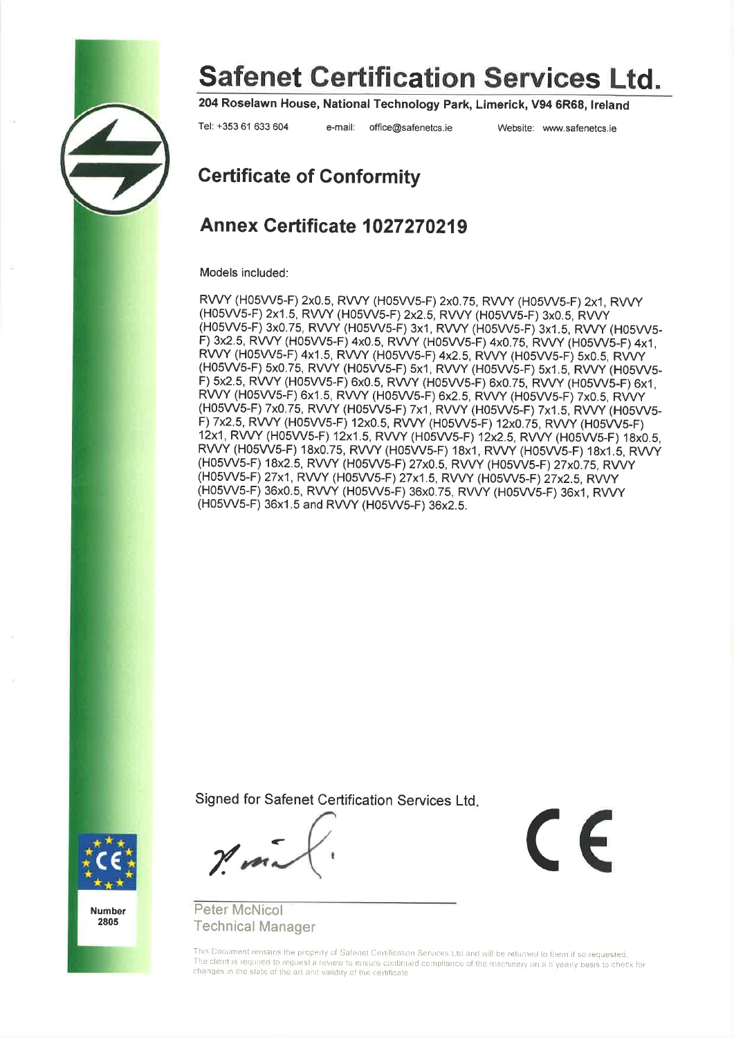# Safenet Certification Services Ltd.

**204 Roselawn House, National Technology Park, Limerick, V94 6R68, Ireland**

Tel: +353 61 633 604 e-mail: office@safenetcs.ie Website: www.safenetcs.ie

## Certificate of Conformity

## Annex Certificate 1027270219

Models included:

RVVY (H05VV5-F) 2x0.5, RVVY (H05VV5-F) 2x0.75, RVVY (H05VV5-F) 2x1, RVVY (H05VV5-F) 2x1.5, RVVY (H05VV5-F) 2x2.5, RVVY (H05VV5-F) 3x0.5, RVVY (H05VV5-F) 3x0.75, RVVY (H05VV5-F) 3x1, RVVY (H05VV5-F) 3x1.5, RVVY (H05VV5-F) 3x2.5, RVVY (H05VV5-F) 4x0.5, RVVY (H05VV5-F) 4x0.75, RVVY (H05VV5-F) 4x1, RVVY (H05VV5-F) 4x1.5, RVVY (H05VV5-F) 4x2.5, RVVY (H05VV5-F) 5x0.5, RVVY (H05VV5-F) 5x0.75, RVVY (H05VV5-F) 5x1, RVVY (H05VV5-F) 5x1.5, RVVY (H05VV5-F) 5x2.5, RVVY (H05VV5-F) 6x0.5, RVVY (H05VV5-F) 6x0.75, RVVY (H05VV5-F) 6x1, RVVY (H05VV5-F) 6x1.5, RVVY (H05VV5-F) 6x2.5, RVVY (H05VV5-F) 7x0.5, RVVY (H05VV5-F) 7x0.75, RVVY (H05VV5-F) 7x1, RVVY (H05VV5-F) 7x1.5, RVVY (H05VV5-F) 7x2.5, RVVY (H05VV5-F) 12x0.5, RVVY (H05VV5-F) 12x0.75, RVVY (H05VV5-F) 12x1, RVVY (H05VV5-F) 12x1.5, RVVY (H05VV5-F) 12x2.5, RVVY (H05VV5-F) 18x0.5, RVVY (H05VV5-F) 18x0.75, RVVY (H05VV5-F) 18x1, RVVY (H05VV5-F) 18x1.5, RVVY (H05VV5-F) 18x2.5, RVVY (H05VV5-F) 27x0.5, RVVY (H05VV5-F) 27x0.75, RVVY (H05VV5-F) 27x1, RVVY (H05VV5-F) 27x1.5, RVVY (H05VV5-F) 27x2.5, RVVY (H05VV5-F) 36x0.5, RVVY (H05VV5-F) 36x0.75, RVVY (H05VV5-F) 36x1, RVVY (H05VV5-F) 36x1.5 and RVVY (H05VV5-F) 36x2.5.

Signed for Safenet Certification Services Ltd.

Peter McNicol
Technical Manager

CE

Number
2805

This Document remains the property of Safenet Certification Services Ltd and will be returned to them if so requested. The client is required to request a review to ensure continued compliance of the machinery on a 5 yearly basis to check for changes in the state of the art and validity of the certificate